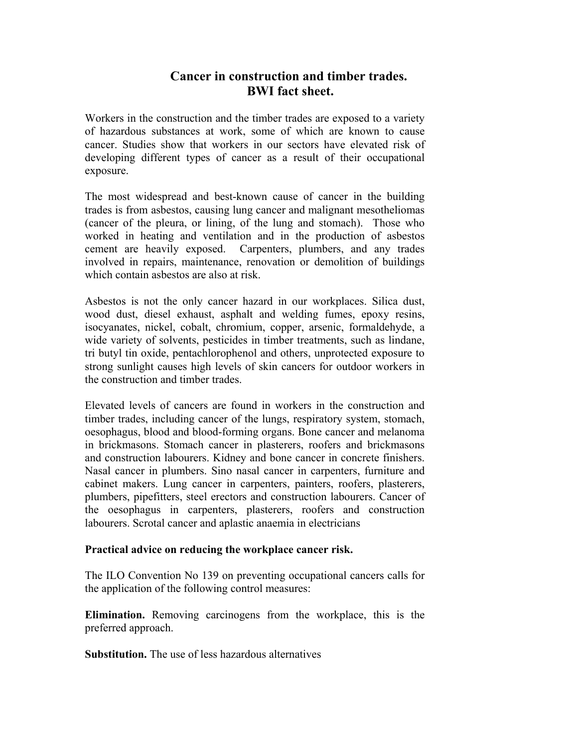# Cancer in construction and timber trades.
# BWI fact sheet.

Workers in the construction and the timber trades are exposed to a variety of hazardous substances at work, some of which are known to cause cancer. Studies show that workers in our sectors have elevated risk of developing different types of cancer as a result of their occupational exposure.

The most widespread and best-known cause of cancer in the building trades is from asbestos, causing lung cancer and malignant mesotheliomas (cancer of the pleura, or lining, of the lung and stomach). Those who worked in heating and ventilation and in the production of asbestos cement are heavily exposed. Carpenters, plumbers, and any trades involved in repairs, maintenance, renovation or demolition of buildings which contain asbestos are also at risk.

Asbestos is not the only cancer hazard in our workplaces. Silica dust, wood dust, diesel exhaust, asphalt and welding fumes, epoxy resins, isocyanates, nickel, cobalt, chromium, copper, arsenic, formaldehyde, a wide variety of solvents, pesticides in timber treatments, such as lindane, tri butyl tin oxide, pentachlorophenol and others, unprotected exposure to strong sunlight causes high levels of skin cancers for outdoor workers in the construction and timber trades.

Elevated levels of cancers are found in workers in the construction and timber trades, including cancer of the lungs, respiratory system, stomach, oesophagus, blood and blood-forming organs. Bone cancer and melanoma in brickmasons. Stomach cancer in plasterers, roofers and brickmasons and construction labourers. Kidney and bone cancer in concrete finishers. Nasal cancer in plumbers. Sino nasal cancer in carpenters, furniture and cabinet makers. Lung cancer in carpenters, painters, roofers, plasterers, plumbers, pipefitters, steel erectors and construction labourers. Cancer of the oesophagus in carpenters, plasterers, roofers and construction labourers. Scrotal cancer and aplastic anaemia in electricians

**Practical advice on reducing the workplace cancer risk.**

The ILO Convention No 139 on preventing occupational cancers calls for the application of the following control measures:

**Elimination.** Removing carcinogens from the workplace, this is the preferred approach.

**Substitution.** The use of less hazardous alternatives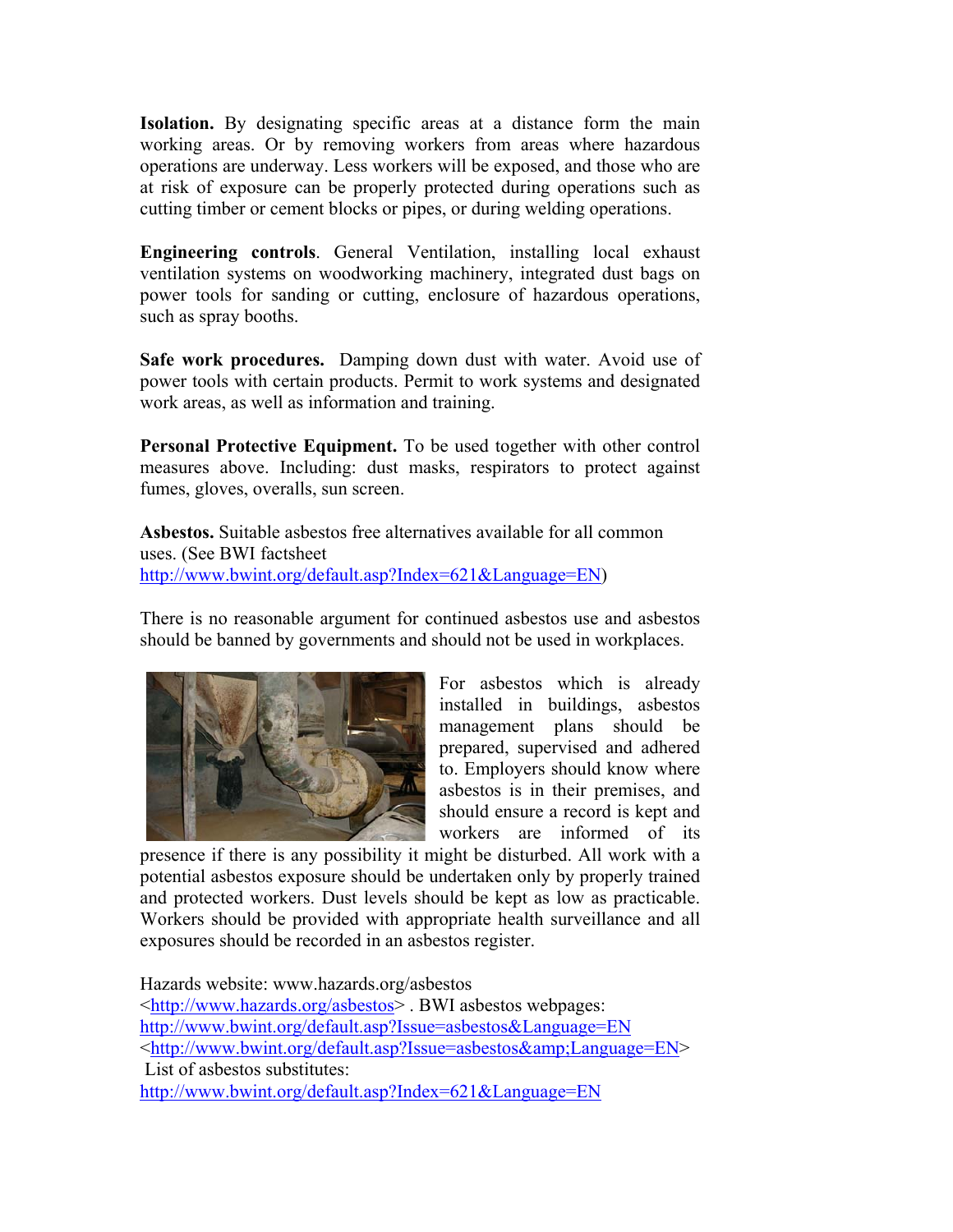**Isolation.** By designating specific areas at a distance form the main working areas. Or by removing workers from areas where hazardous operations are underway. Less workers will be exposed, and those who are at risk of exposure can be properly protected during operations such as cutting timber or cement blocks or pipes, or during welding operations.

**Engineering controls**. General Ventilation, installing local exhaust ventilation systems on woodworking machinery, integrated dust bags on power tools for sanding or cutting, enclosure of hazardous operations, such as spray booths.

**Safe work procedures.** Damping down dust with water. Avoid use of power tools with certain products. Permit to work systems and designated work areas, as well as information and training.

**Personal Protective Equipment.** To be used together with other control measures above. Including: dust masks, respirators to protect against fumes, gloves, overalls, sun screen.

**Asbestos.** Suitable asbestos free alternatives available for all common uses. (See BWI factsheet http://www.bwint.org/default.asp?Index=621&Language=EN)

There is no reasonable argument for continued asbestos use and asbestos should be banned by governments and should not be used in workplaces.

For asbestos which is already installed in buildings, asbestos management plans should be prepared, supervised and adhered to. Employers should know where asbestos is in their premises, and should ensure a record is kept and workers are informed of its presence if there is any possibility it might be disturbed. All work with a potential asbestos exposure should be undertaken only by properly trained and protected workers. Dust levels should be kept as low as practicable. Workers should be provided with appropriate health surveillance and all exposures should be recorded in an asbestos register.

Hazards website: www.hazards.org/asbestos <http://www.hazards.org/asbestos> . BWI asbestos webpages: http://www.bwint.org/default.asp?Issue=asbestos&Language=EN <http://www.bwint.org/default.asp?Issue=asbestos&amp;Language=EN>
List of asbestos substitutes:
http://www.bwint.org/default.asp?Index=621&Language=EN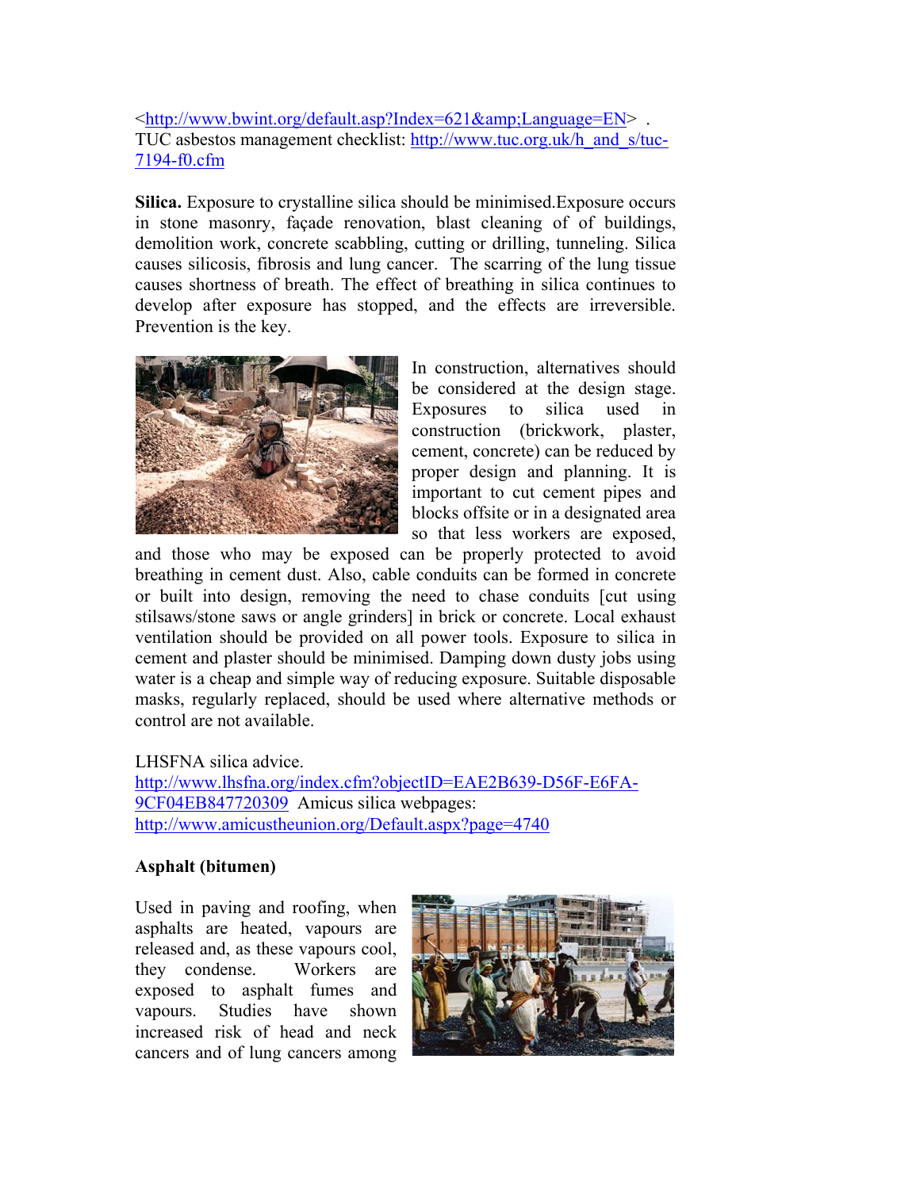<http://www.bwint.org/default.asp?Index=621&amp;Language=EN> . TUC asbestos management checklist: http://www.tuc.org.uk/h_and_s/tuc-7194-f0.cfm

**Silica.** Exposure to crystalline silica should be minimised.Exposure occurs in stone masonry, façade renovation, blast cleaning of of buildings, demolition work, concrete scabbling, cutting or drilling, tunneling. Silica causes silicosis, fibrosis and lung cancer. The scarring of the lung tissue causes shortness of breath. The effect of breathing in silica continues to develop after exposure has stopped, and the effects are irreversible. Prevention is the key.

In construction, alternatives should be considered at the design stage. Exposures to silica used in construction (brickwork, plaster, cement, concrete) can be reduced by proper design and planning. It is important to cut cement pipes and blocks offsite or in a designated area so that less workers are exposed, and those who may be exposed can be properly protected to avoid breathing in cement dust. Also, cable conduits can be formed in concrete or built into design, removing the need to chase conduits [cut using stilsaws/stone saws or angle grinders] in brick or concrete. Local exhaust ventilation should be provided on all power tools. Exposure to silica in cement and plaster should be minimised. Damping down dusty jobs using water is a cheap and simple way of reducing exposure. Suitable disposable masks, regularly replaced, should be used where alternative methods or control are not available.

LHSFNA silica advice. http://www.lhsfna.org/index.cfm?objectID=EAE2B639-D56F-E6FA-9CF04EB847720309 Amicus silica webpages: http://www.amicustheunion.org/Default.aspx?page=4740

**Asphalt (bitumen)**

Used in paving and roofing, when asphalts are heated, vapours are released and, as these vapours cool, they condense. Workers are exposed to asphalt fumes and vapours. Studies have shown increased risk of head and neck cancers and of lung cancers among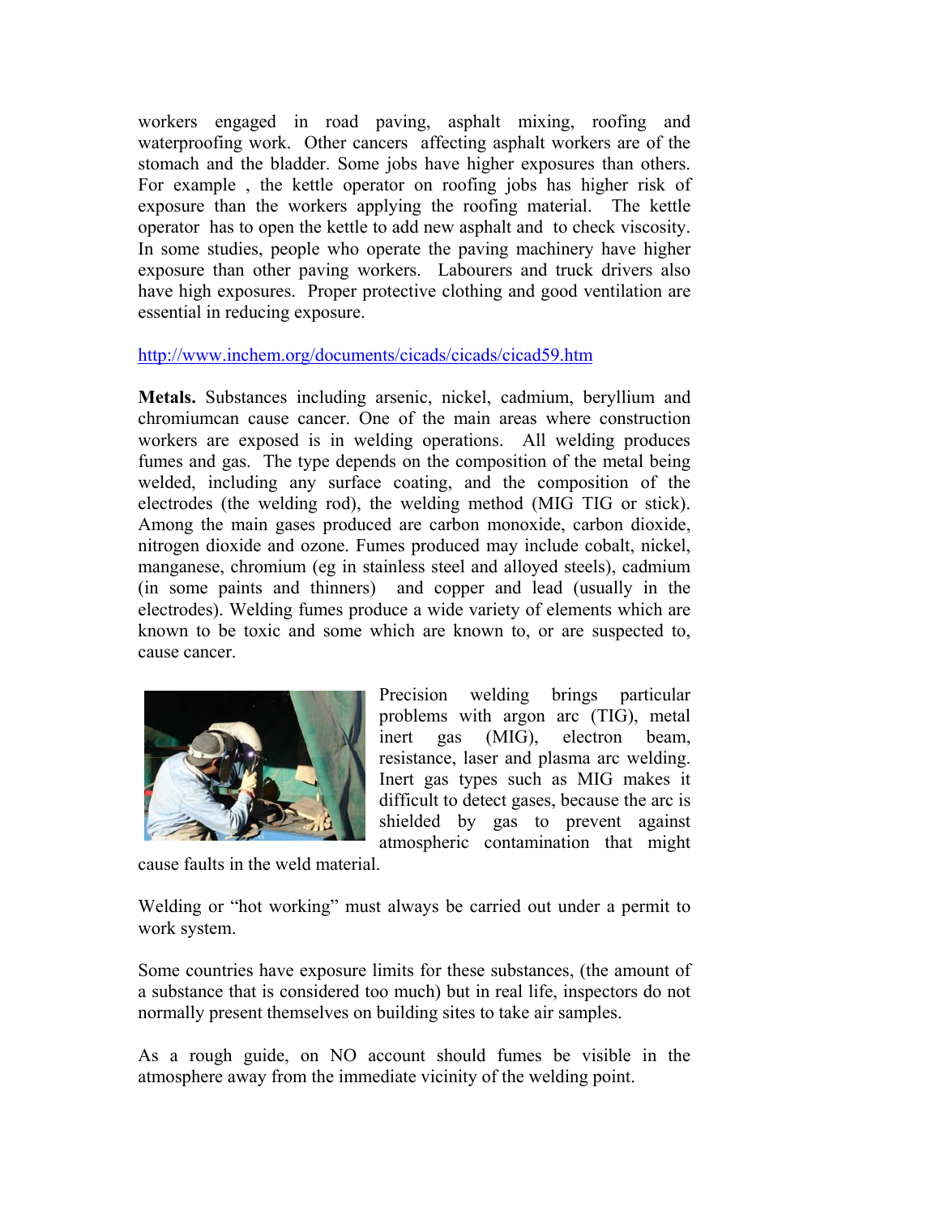workers engaged in road paving, asphalt mixing, roofing and waterproofing work. Other cancers affecting asphalt workers are of the stomach and the bladder. Some jobs have higher exposures than others. For example , the kettle operator on roofing jobs has higher risk of exposure than the workers applying the roofing material. The kettle operator has to open the kettle to add new asphalt and to check viscosity. In some studies, people who operate the paving machinery have higher exposure than other paving workers. Labourers and truck drivers also have high exposures. Proper protective clothing and good ventilation are essential in reducing exposure.

http://www.inchem.org/documents/cicads/cicads/cicad59.htm

**Metals.** Substances including arsenic, nickel, cadmium, beryllium and chromiumcan cause cancer. One of the main areas where construction workers are exposed is in welding operations. All welding produces fumes and gas. The type depends on the composition of the metal being welded, including any surface coating, and the composition of the electrodes (the welding rod), the welding method (MIG TIG or stick). Among the main gases produced are carbon monoxide, carbon dioxide, nitrogen dioxide and ozone. Fumes produced may include cobalt, nickel, manganese, chromium (eg in stainless steel and alloyed steels), cadmium (in some paints and thinners) and copper and lead (usually in the electrodes). Welding fumes produce a wide variety of elements which are known to be toxic and some which are known to, or are suspected to, cause cancer.

Precision welding brings particular problems with argon arc (TIG), metal inert gas (MIG), electron beam, resistance, laser and plasma arc welding. Inert gas types such as MIG makes it difficult to detect gases, because the arc is shielded by gas to prevent against atmospheric contamination that might cause faults in the weld material.

Welding or "hot working" must always be carried out under a permit to work system.

Some countries have exposure limits for these substances, (the amount of a substance that is considered too much) but in real life, inspectors do not normally present themselves on building sites to take air samples.

As a rough guide, on NO account should fumes be visible in the atmosphere away from the immediate vicinity of the welding point.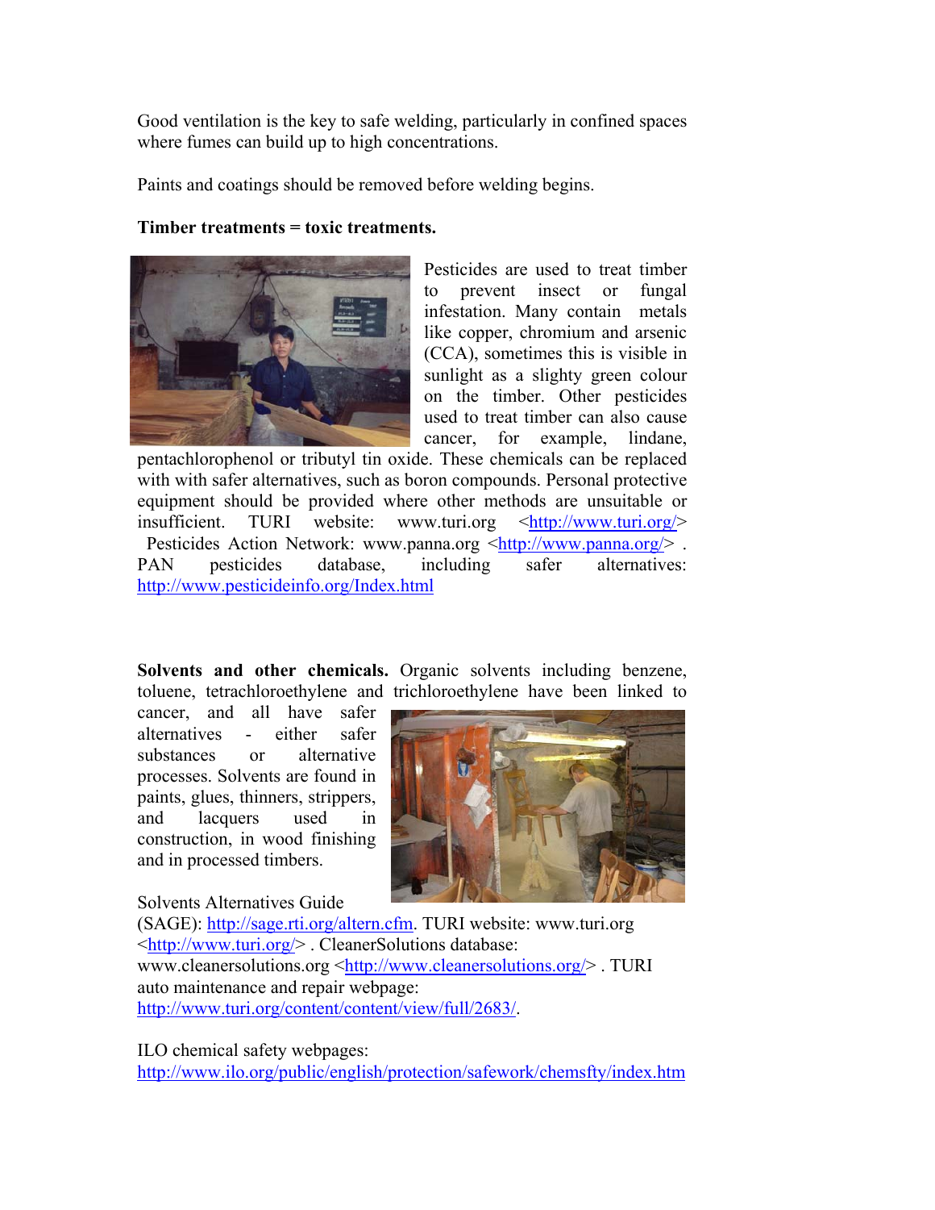Good ventilation is the key to safe welding, particularly in confined spaces where fumes can build up to high concentrations.

Paints and coatings should be removed before welding begins.

**Timber treatments = toxic treatments.**

Pesticides are used to treat timber to prevent insect or fungal infestation. Many contain metals like copper, chromium and arsenic (CCA), sometimes this is visible in sunlight as a slighty green colour on the timber. Other pesticides used to treat timber can also cause cancer, for example, lindane, pentachlorophenol or tributyl tin oxide. These chemicals can be replaced with with safer alternatives, such as boron compounds. Personal protective equipment should be provided where other methods are unsuitable or insufficient. TURI website: www.turi.org <http://www.turi.org/> Pesticides Action Network: www.panna.org <http://www.panna.org/> . PAN pesticides database, including safer alternatives: http://www.pesticideinfo.org/Index.html

**Solvents and other chemicals.** Organic solvents including benzene, toluene, tetrachloroethylene and trichloroethylene have been linked to cancer, and all have safer alternatives - either safer substances or alternative processes. Solvents are found in paints, glues, thinners, strippers, and lacquers used in construction, in wood finishing and in processed timbers.

Solvents Alternatives Guide (SAGE): http://sage.rti.org/altern.cfm. TURI website: www.turi.org <http://www.turi.org/> . CleanerSolutions database: www.cleanersolutions.org <http://www.cleanersolutions.org/> . TURI auto maintenance and repair webpage: http://www.turi.org/content/content/view/full/2683/.

ILO chemical safety webpages: http://www.ilo.org/public/english/protection/safework/chemsfty/index.htm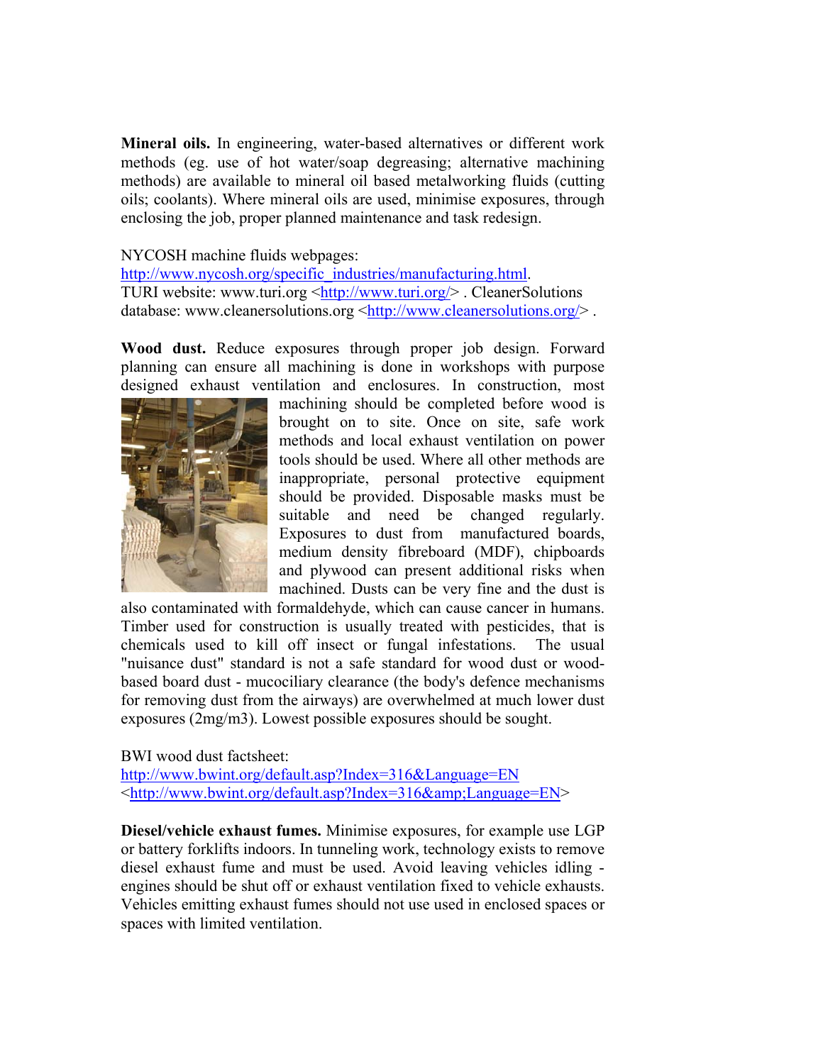**Mineral oils.** In engineering, water-based alternatives or different work methods (eg. use of hot water/soap degreasing; alternative machining methods) are available to mineral oil based metalworking fluids (cutting oils; coolants). Where mineral oils are used, minimise exposures, through enclosing the job, proper planned maintenance and task redesign.

NYCOSH machine fluids webpages:
http://www.nycosh.org/specific_industries/manufacturing.html.
TURI website: www.turi.org <http://www.turi.org/> . CleanerSolutions database: www.cleanersolutions.org <http://www.cleanersolutions.org/> .

**Wood dust.** Reduce exposures through proper job design. Forward planning can ensure all machining is done in workshops with purpose designed exhaust ventilation and enclosures. In construction, most machining should be completed before wood is brought on to site. Once on site, safe work methods and local exhaust ventilation on power tools should be used. Where all other methods are inappropriate, personal protective equipment should be provided. Disposable masks must be suitable and need be changed regularly. Exposures to dust from manufactured boards, medium density fibreboard (MDF), chipboards and plywood can present additional risks when machined. Dusts can be very fine and the dust is also contaminated with formaldehyde, which can cause cancer in humans. Timber used for construction is usually treated with pesticides, that is chemicals used to kill off insect or fungal infestations. The usual "nuisance dust" standard is not a safe standard for wood dust or wood-based board dust - mucociliary clearance (the body's defence mechanisms for removing dust from the airways) are overwhelmed at much lower dust exposures (2mg/m3). Lowest possible exposures should be sought.

BWI wood dust factsheet:
http://www.bwint.org/default.asp?Index=316&Language=EN
<http://www.bwint.org/default.asp?Index=316&amp;Language=EN>

**Diesel/vehicle exhaust fumes.** Minimise exposures, for example use LGP or battery forklifts indoors. In tunneling work, technology exists to remove diesel exhaust fume and must be used. Avoid leaving vehicles idling - engines should be shut off or exhaust ventilation fixed to vehicle exhausts. Vehicles emitting exhaust fumes should not use used in enclosed spaces or spaces with limited ventilation.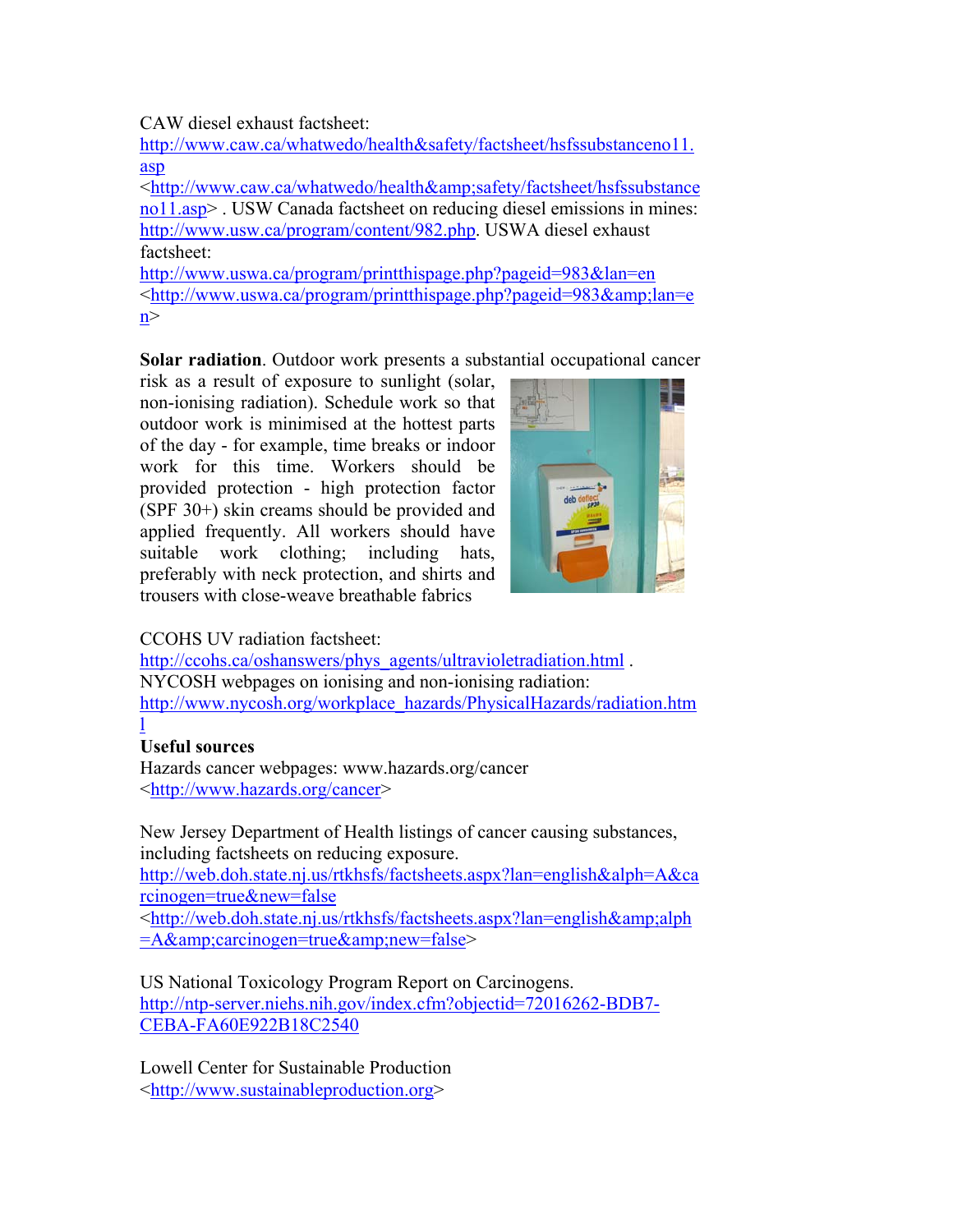CAW diesel exhaust factsheet: http://www.caw.ca/whatwedo/health&safety/factsheet/hsfssubstanceno11.asp <http://www.caw.ca/whatwedo/health&amp;safety/factsheet/hsfssubstanceno11.asp> . USW Canada factsheet on reducing diesel emissions in mines: http://www.usw.ca/program/content/982.php. USWA diesel exhaust factsheet: http://www.uswa.ca/program/printthispage.php?pageid=983&lan=en <http://www.uswa.ca/program/printthispage.php?pageid=983&amp;lan=en>

**Solar radiation**. Outdoor work presents a substantial occupational cancer risk as a result of exposure to sunlight (solar, non-ionising radiation). Schedule work so that outdoor work is minimised at the hottest parts of the day - for example, time breaks or indoor work for this time. Workers should be provided protection - high protection factor (SPF 30+) skin creams should be provided and applied frequently. All workers should have suitable work clothing; including hats, preferably with neck protection, and shirts and trousers with close-weave breathable fabrics

CCOHS UV radiation factsheet: http://ccohs.ca/oshanswers/phys_agents/ultravioletradiation.html . NYCOSH webpages on ionising and non-ionising radiation: http://www.nycosh.org/workplace_hazards/PhysicalHazards/radiation.html

**Useful sources**

Hazards cancer webpages: www.hazards.org/cancer <http://www.hazards.org/cancer>

New Jersey Department of Health listings of cancer causing substances, including factsheets on reducing exposure. http://web.doh.state.nj.us/rtkhsfs/factsheets.aspx?lan=english&alph=A&carcinogen=true&new=false <http://web.doh.state.nj.us/rtkhsfs/factsheets.aspx?lan=english&amp;alph=A&amp;carcinogen=true&amp;new=false>

US National Toxicology Program Report on Carcinogens. http://ntp-server.niehs.nih.gov/index.cfm?objectid=72016262-BDB7-CEBA-FA60E922B18C2540

Lowell Center for Sustainable Production <http://www.sustainableproduction.org>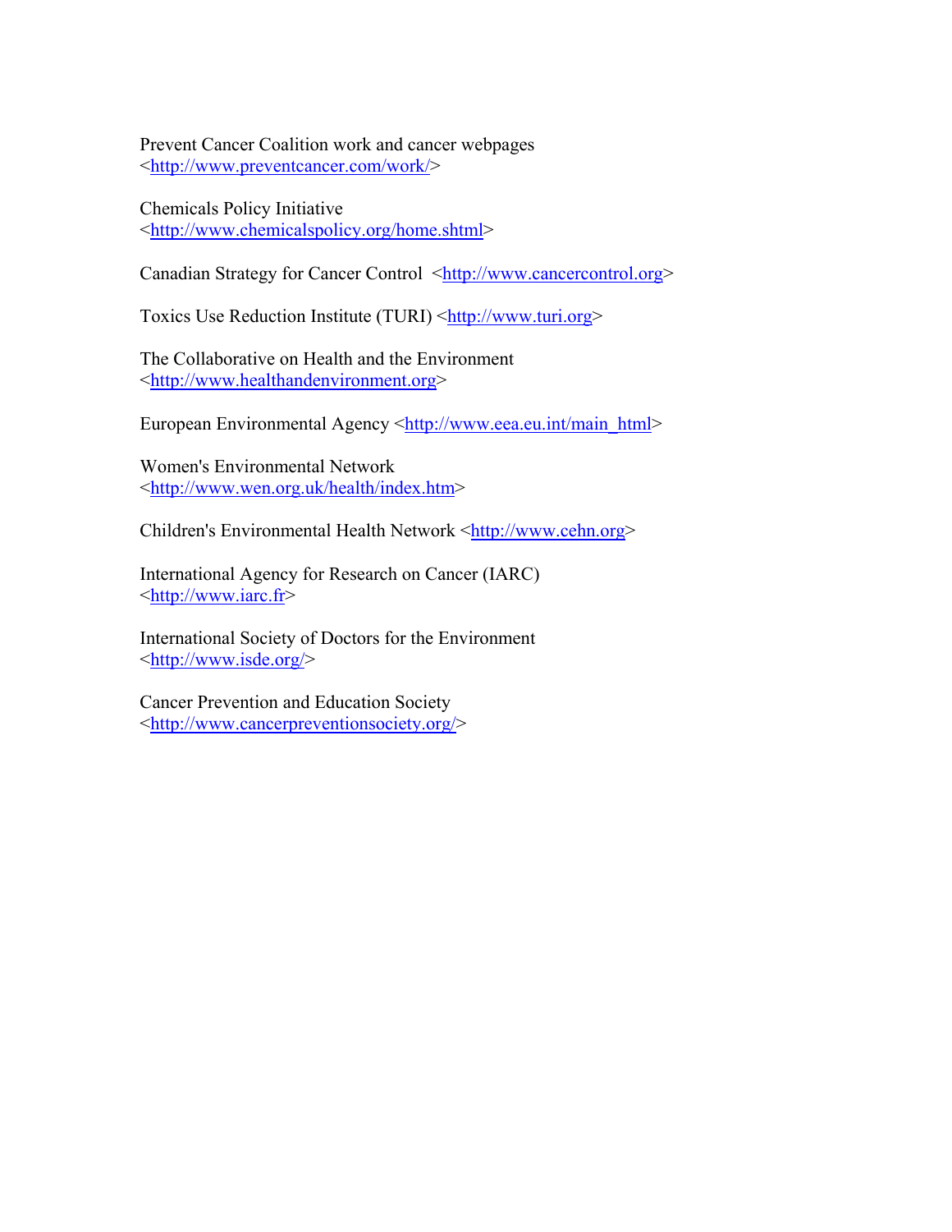Prevent Cancer Coalition work and cancer webpages
<http://www.preventcancer.com/work/>

Chemicals Policy Initiative
<http://www.chemicalspolicy.org/home.shtml>

Canadian Strategy for Cancer Control <http://www.cancercontrol.org>

Toxics Use Reduction Institute (TURI) <http://www.turi.org>

The Collaborative on Health and the Environment
<http://www.healthandenvironment.org>

European Environmental Agency <http://www.eea.eu.int/main_html>

Women's Environmental Network
<http://www.wen.org.uk/health/index.htm>

Children's Environmental Health Network <http://www.cehn.org>

International Agency for Research on Cancer (IARC)
<http://www.iarc.fr>

International Society of Doctors for the Environment
<http://www.isde.org/>

Cancer Prevention and Education Society
<http://www.cancerpreventionsociety.org/>